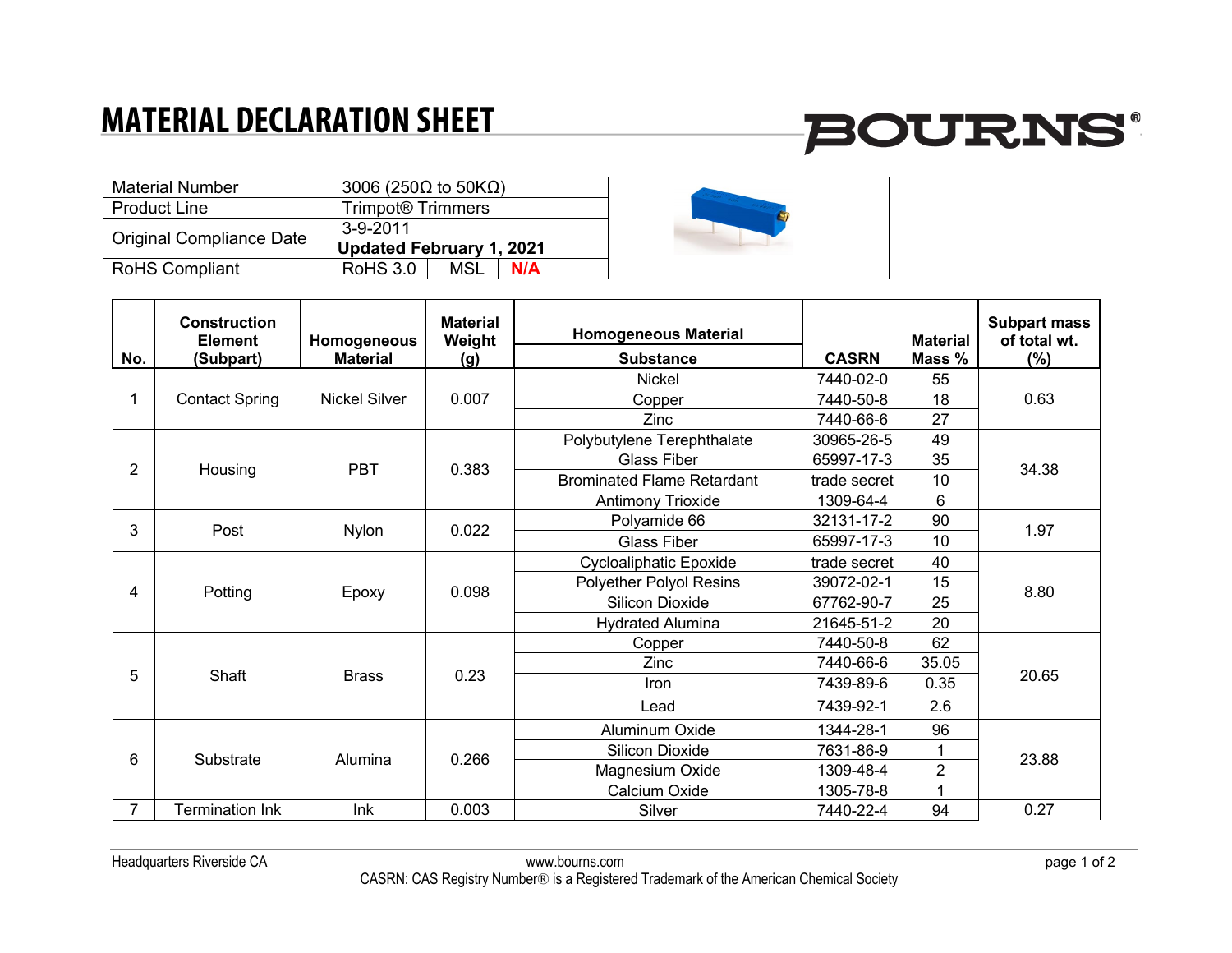# MATERIAL DECLARATION SHEET

BOURNS®

| Material Number | 3006 (250Ω to 50KΩ) |
|---|---|
| Product Line | Trimpot® Trimmers |
| Original Compliance Date | 3-9-2011 **Updated February 1, 2021** |
| RoHS Compliant | RoHS 3.0 &#124; MSL &#124; **N/A** |

| No. | Construction Element (Subpart) | Homogeneous Material | Material Weight (g) | Homogeneous Material Substance | CASRN | Material Mass % | Subpart mass of total wt. (%) |
|---|---|---|---|---|---|---|---|
| 1 | Contact Spring | Nickel Silver | 0.007 | Nickel | 7440-02-0 | 55 | 0.63 |
| | | | | Copper | 7440-50-8 | 18 | |
| | | | | Zinc | 7440-66-6 | 27 | |
| 2 | Housing | PBT | 0.383 | Polybutylene Terephthalate | 30965-26-5 | 49 | 34.38 |
| | | | | Glass Fiber | 65997-17-3 | 35 | |
| | | | | Brominated Flame Retardant | trade secret | 10 | |
| | | | | Antimony Trioxide | 1309-64-4 | 6 | |
| 3 | Post | Nylon | 0.022 | Polyamide 66 | 32131-17-2 | 90 | 1.97 |
| | | | | Glass Fiber | 65997-17-3 | 10 | |
| 4 | Potting | Epoxy | 0.098 | Cycloaliphatic Epoxide | trade secret | 40 | 8.80 |
| | | | | Polyether Polyol Resins | 39072-02-1 | 15 | |
| | | | | Silicon Dioxide | 67762-90-7 | 25 | |
| | | | | Hydrated Alumina | 21645-51-2 | 20 | |
| 5 | Shaft | Brass | 0.23 | Copper | 7440-50-8 | 62 | 20.65 |
| | | | | Zinc | 7440-66-6 | 35.05 | |
| | | | | Iron | 7439-89-6 | 0.35 | |
| | | | | Lead | 7439-92-1 | 2.6 | |
| 6 | Substrate | Alumina | 0.266 | Aluminum Oxide | 1344-28-1 | 96 | 23.88 |
| | | | | Silicon Dioxide | 7631-86-9 | 1 | |
| | | | | Magnesium Oxide | 1309-48-4 | 2 | |
| | | | | Calcium Oxide | 1305-78-8 | 1 | |
| 7 | Termination Ink | Ink | 0.003 | Silver | 7440-22-4 | 94 | 0.27 |

Headquarters Riverside CA

www.bourns.com

CASRN: CAS Registry Number® is a Registered Trademark of the American Chemical Society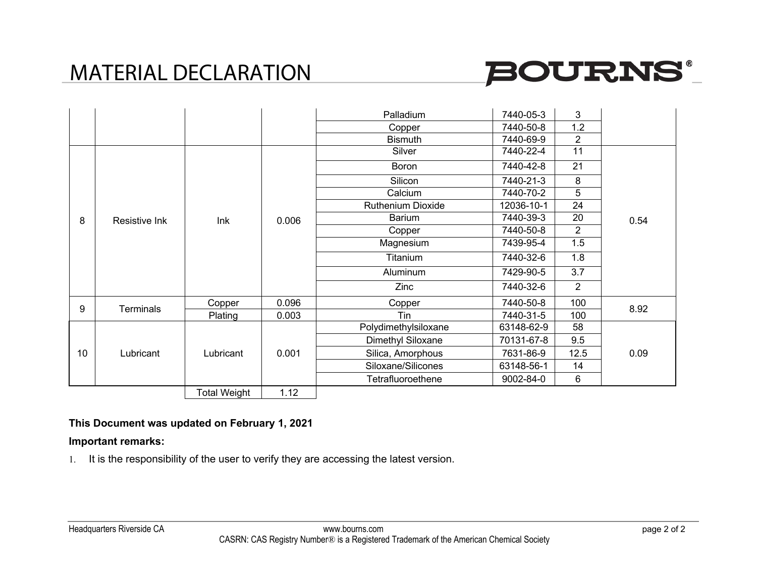| | | | | | | | |
|---|---|---|---|---|---|---|---|
| | | | | Palladium | 7440-05-3 | 3 | |
| | | | | Copper | 7440-50-8 | 1.2 | |
| | | | | Bismuth | 7440-69-9 | 2 | |
| 8 | Resistive Ink | Ink | 0.006 | Silver | 7440-22-4 | 11 | 0.54 |
| | | | | Boron | 7440-42-8 | 21 | |
| | | | | Silicon | 7440-21-3 | 8 | |
| | | | | Calcium | 7440-70-2 | 5 | |
| | | | | Ruthenium Dioxide | 12036-10-1 | 24 | |
| | | | | Barium | 7440-39-3 | 20 | |
| | | | | Copper | 7440-50-8 | 2 | |
| | | | | Magnesium | 7439-95-4 | 1.5 | |
| | | | | Titanium | 7440-32-6 | 1.8 | |
| | | | | Aluminum | 7429-90-5 | 3.7 | |
| | | | | Zinc | 7440-32-6 | 2 | |
| 9 | Terminals | Copper | 0.096 | Copper | 7440-50-8 | 100 | 8.92 |
| | | Plating | 0.003 | Tin | 7440-31-5 | 100 | |
| 10 | Lubricant | Lubricant | 0.001 | Polydimethylsiloxane | 63148-62-9 | 58 | 0.09 |
| | | | | Dimethyl Siloxane | 70131-67-8 | 9.5 | |
| | | | | Silica, Amorphous | 7631-86-9 | 12.5 | |
| | | | | Siloxane/Silicones | 63148-56-1 | 14 | |
| | | | | Tetrafluoroethene | 9002-84-0 | 6 | |
| | | Total Weight | 1.12 | | | | |

**This Document was updated on February 1, 2021**

**Important remarks:**

1. It is the responsibility of the user to verify they are accessing the latest version.

CASRN: CAS Registry Number® is a Registered Trademark of the American Chemical Society